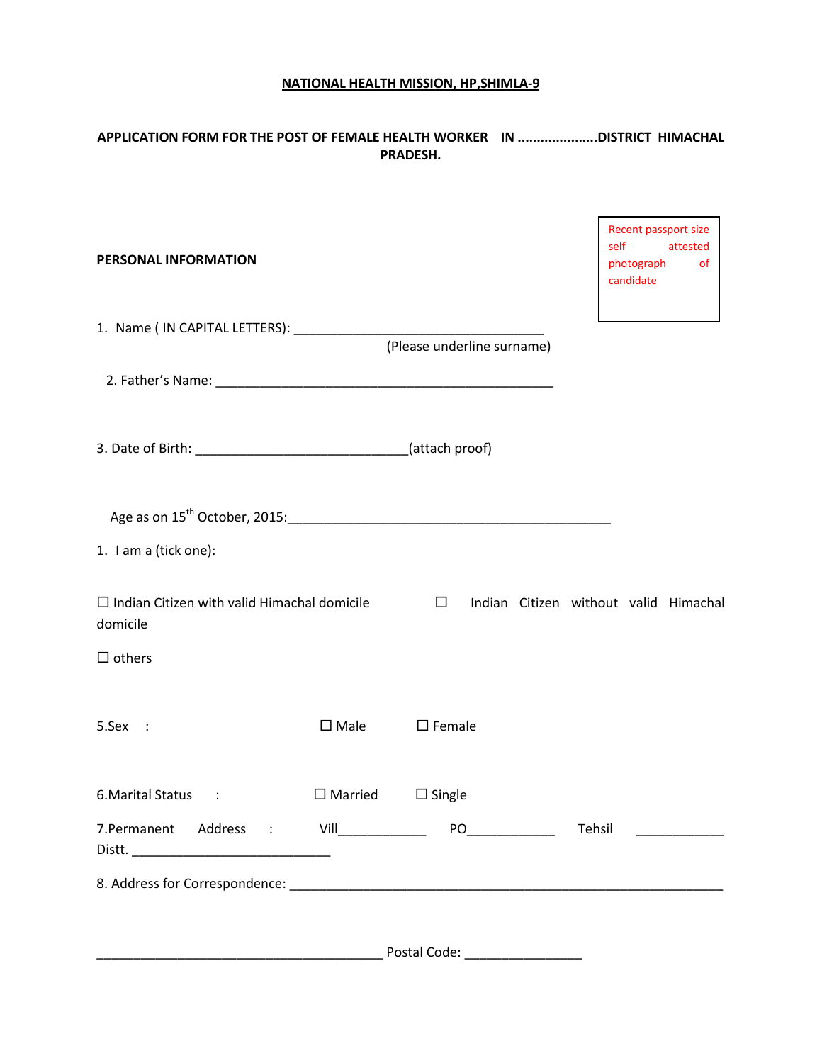**NATIONAL HEALTH MISSION, HP,SHIMLA-9**

**APPLICATION FORM FOR THE POST OF FEMALE HEALTH WORKER IN ....................DISTRICT HIMACHAL PRADESH.**

Recent passport size self attested photograph of candidate

**PERSONAL INFORMATION**

1. Name ( IN CAPITAL LETTERS): ___________________________________
   (Please underline surname)

2. Father's Name: ________________________________________________

3. Date of Birth: _____________________________(attach proof)

Age as on 15th October, 2015:_____________________________________________

1. I am a (tick one):

☐ Indian Citizen with valid Himachal domicile ☐ Indian Citizen without valid Himachal domicile

☐ others

5.Sex : ☐ Male ☐ Female

6.Marital Status : ☐ Married ☐ Single

7.Permanent Address : Vill____________ PO____________ Tehsil ____________ Distt. ___________________________

8. Address for Correspondence: ______________________________________________________________

_______________________________________ Postal Code: ________________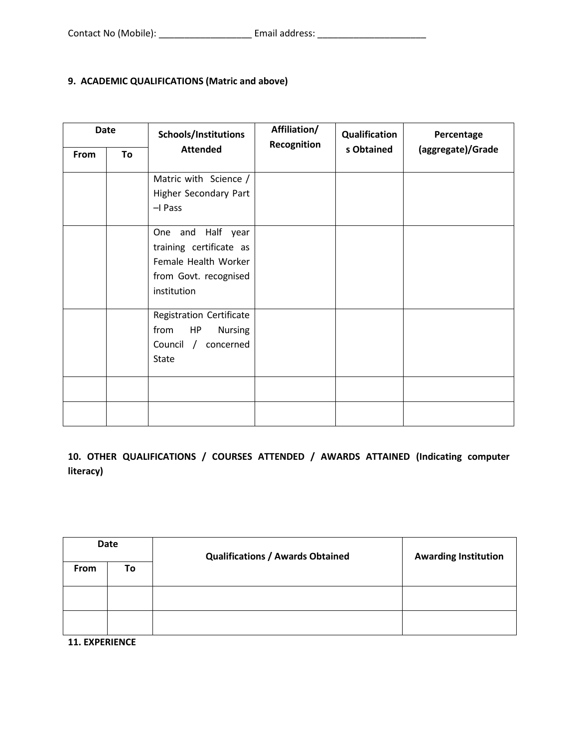Contact No (Mobile): ___________________ Email address: ______________________

**9. ACADEMIC QUALIFICATIONS (Matric and above)**

| Date | | Schools/Institutions Attended | Affiliation/ Recognition | Qualifications Obtained | Percentage (aggregate)/Grade |
|---|---|---|---|---|---|
| From | To | | | | |
| | | Matric with Science / Higher Secondary Part –I Pass | | | |
| | | One and Half year training certificate as Female Health Worker from Govt. recognised institution | | | |
| | | Registration Certificate from HP Nursing Council / concerned State | | | |
| | | | | | |
| | | | | | |

**10. OTHER QUALIFICATIONS / COURSES ATTENDED / AWARDS ATTAINED (Indicating computer literacy)**

| Date | | Qualifications / Awards Obtained | Awarding Institution |
|---|---|---|---|
| From | To | | |
| | | | |
| | | | |

**11. EXPERIENCE**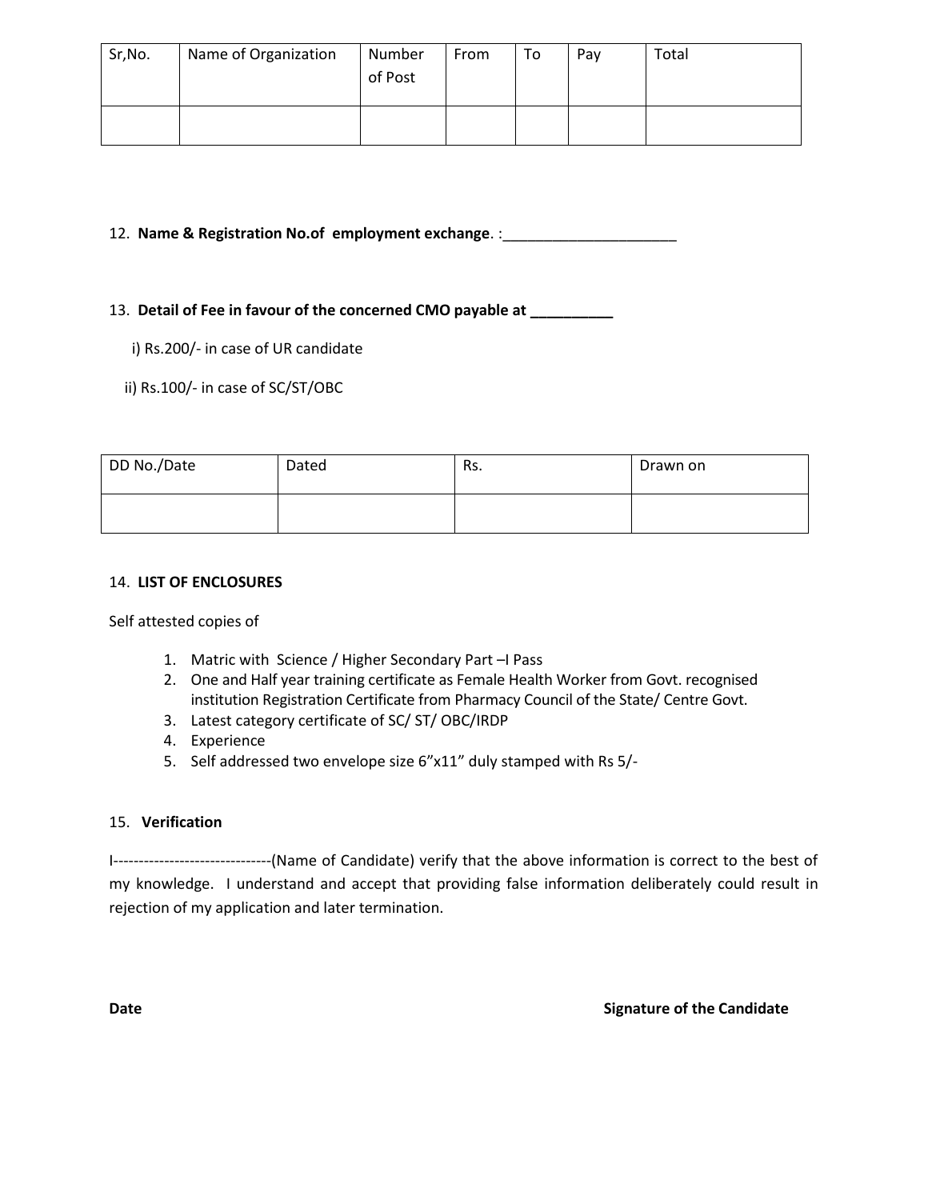| Sr,No. | Name of Organization | Number of Post | From | To | Pay | Total |
|---|---|---|---|---|---|---|
| | | | | | | |

12. **Name & Registration No.of employment exchange**. :_____________________

13. **Detail of Fee in favour of the concerned CMO payable at __________**

  i) Rs.200/- in case of UR candidate

  ii) Rs.100/- in case of SC/ST/OBC

| DD No./Date | Dated | Rs. | Drawn on |
|---|---|---|---|
| | | | |

14. **LIST OF ENCLOSURES**

Self attested copies of

1. Matric with Science / Higher Secondary Part –I Pass
2. One and Half year training certificate as Female Health Worker from Govt. recognised institution Registration Certificate from Pharmacy Council of the State/ Centre Govt.
3. Latest category certificate of SC/ ST/ OBC/IRDP
4. Experience
5. Self addressed two envelope size 6"x11" duly stamped with Rs 5/-

15. **Verification**

I-------------------------------(Name of Candidate) verify that the above information is correct to the best of my knowledge. I understand and accept that providing false information deliberately could result in rejection of my application and later termination.

**Date** **Signature of the Candidate**